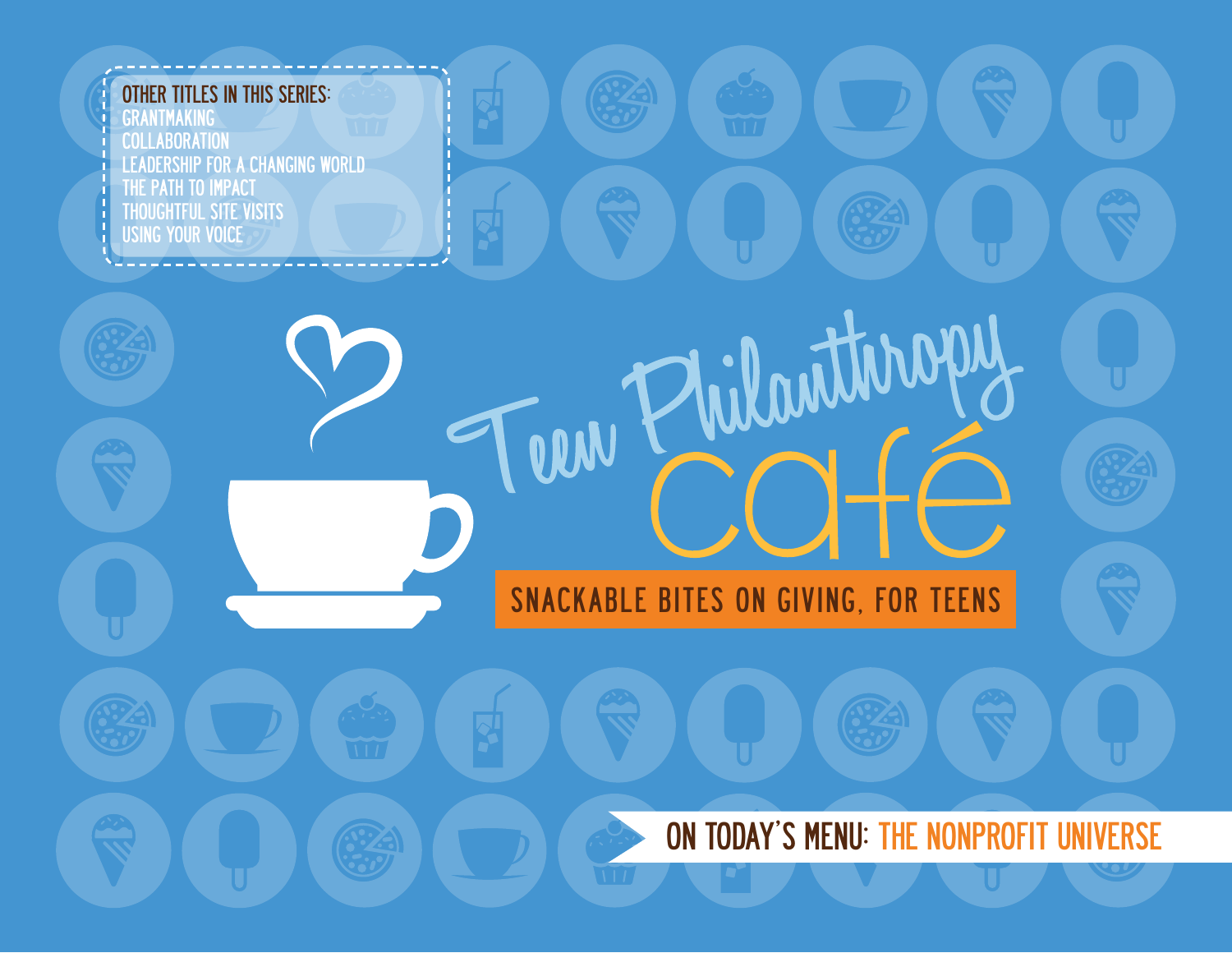# Teen Philanthropy café

## SNACKABLE BITES ON GIVING, FOR TEENS

**OTHER TITLES IN THIS SERIES:**

- GRANTMAKING
- COLLABORATION
- LEADERSHIP FOR A CHANGING WORLD
- THE PATH TO IMPACT
- THOUGHTFUL SITE VISITS
- USING YOUR VOICE

**ON TODAY'S MENU: THE NONPROFIT UNIVERSE**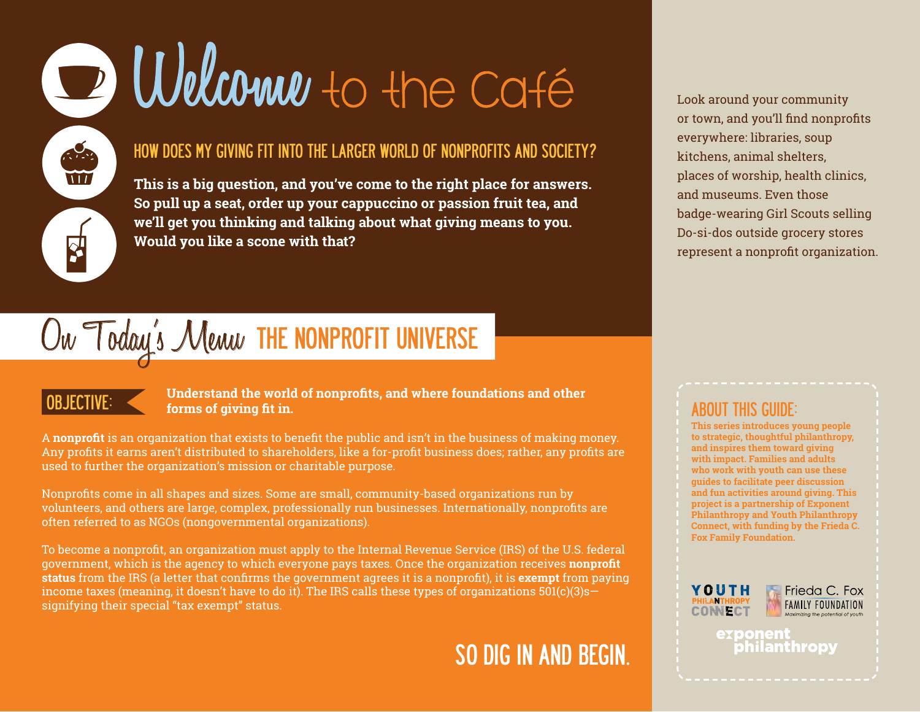# Welcome to the Café

## HOW DOES MY GIVING FIT INTO THE LARGER WORLD OF NONPROFITS AND SOCIETY?

**This is a big question, and you've come to the right place for answers. So pull up a seat, order up your cappuccino or passion fruit tea, and we'll get you thinking and talking about what giving means to you. Would you like a scone with that?**

Look around your community or town, and you'll find nonprofits everywhere: libraries, soup kitchens, animal shelters, places of worship, health clinics, and museums. Even those badge-wearing Girl Scouts selling Do-si-dos outside grocery stores represent a nonprofit organization.

## On Today's Menu THE NONPROFIT UNIVERSE

**OBJECTIVE:** **Understand the world of nonprofits, and where foundations and other forms of giving fit in.**

A **nonprofit** is an organization that exists to benefit the public and isn't in the business of making money. Any profits it earns aren't distributed to shareholders, like a for-profit business does; rather, any profits are used to further the organization's mission or charitable purpose.

Nonprofits come in all shapes and sizes. Some are small, community-based organizations run by volunteers, and others are large, complex, professionally run businesses. Internationally, nonprofits are often referred to as NGOs (nongovernmental organizations).

To become a nonprofit, an organization must apply to the Internal Revenue Service (IRS) of the U.S. federal government, which is the agency to which everyone pays taxes. Once the organization receives **nonprofit status** from the IRS (a letter that confirms the government agrees it is a nonprofit), it is **exempt** from paying income taxes (meaning, it doesn't have to do it). The IRS calls these types of organizations 501(c)(3)s—signifying their special "tax exempt" status.

SO DIG IN AND BEGIN.

### ABOUT THIS GUIDE:

**This series introduces young people to strategic, thoughtful philanthropy, and inspires them toward giving with impact. Families and adults who work with youth can use these guides to facilitate peer discussion and fun activities around giving. This project is a partnership of Exponent Philanthropy and Youth Philanthropy Connect, with funding by the Frieda C. Fox Family Foundation.**

YOUTH PHILANTHROPY CONNECT

Frieda C. Fox FAMILY FOUNDATION *Maximizing the potential of youth*

exponent philanthropy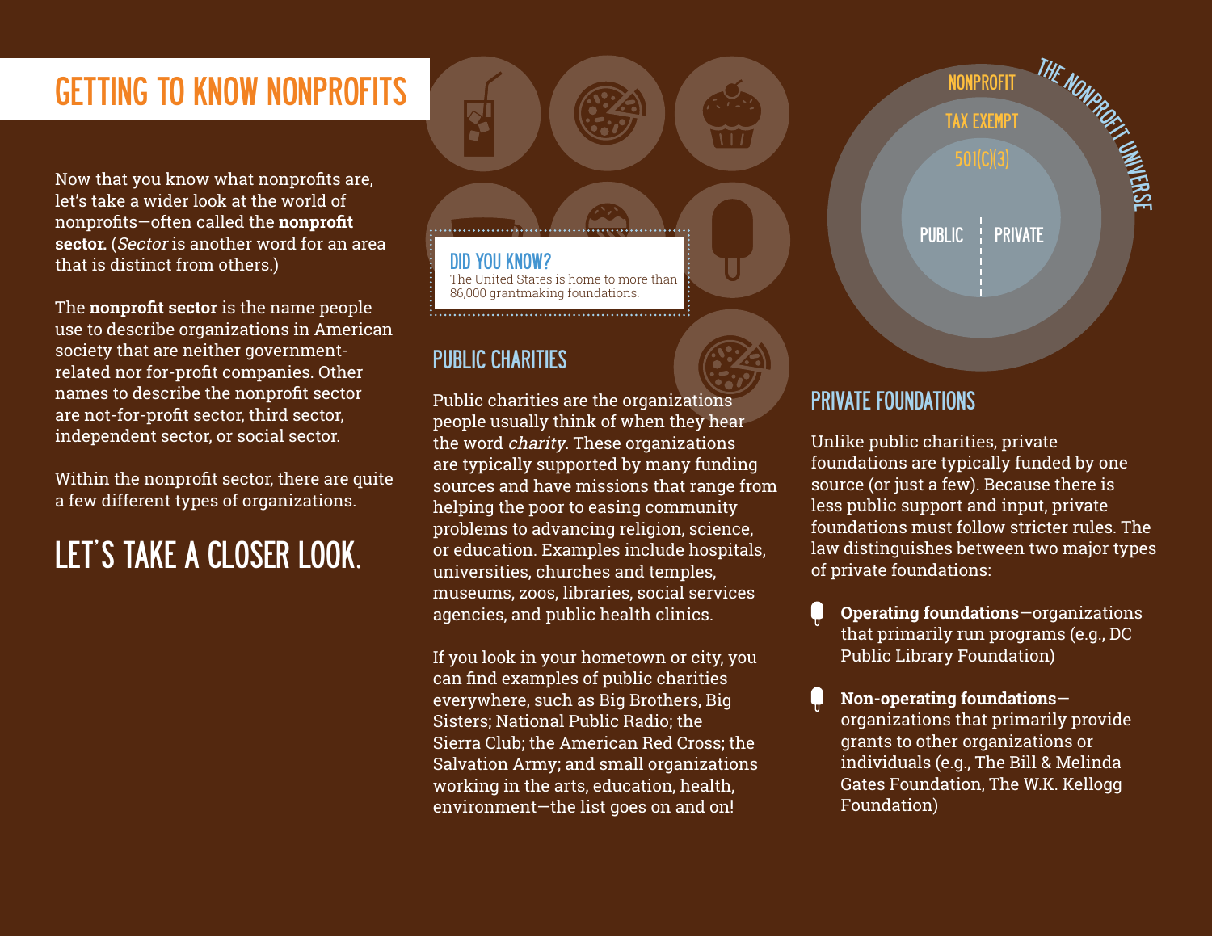# GETTING TO KNOW NONPROFITS

Now that you know what nonprofits are, let's take a wider look at the world of nonprofits—often called the **nonprofit sector.** (*Sector* is another word for an area that is distinct from others.)

The **nonprofit sector** is the name people use to describe organizations in American society that are neither government-related nor for-profit companies. Other names to describe the nonprofit sector are not-for-profit sector, third sector, independent sector, or social sector.

Within the nonprofit sector, there are quite a few different types of organizations.

## LET'S TAKE A CLOSER LOOK.

**DID YOU KNOW?**
The United States is home to more than 86,000 grantmaking foundations.

## PUBLIC CHARITIES

Public charities are the organizations people usually think of when they hear the word *charity*. These organizations are typically supported by many funding sources and have missions that range from helping the poor to easing community problems to advancing religion, science, or education. Examples include hospitals, universities, churches and temples, museums, zoos, libraries, social services agencies, and public health clinics.

If you look in your hometown or city, you can find examples of public charities everywhere, such as Big Brothers, Big Sisters; National Public Radio; the Sierra Club; the American Red Cross; the Salvation Army; and small organizations working in the arts, education, health, environment—the list goes on and on!

THE NONPROFIT UNIVERSE

- NONPROFIT
  - TAX EXEMPT
    - 501(C)(3)
      - PUBLIC | PRIVATE

## PRIVATE FOUNDATIONS

Unlike public charities, private foundations are typically funded by one source (or just a few). Because there is less public support and input, private foundations must follow stricter rules. The law distinguishes between two major types of private foundations:

- **Operating foundations**—organizations that primarily run programs (e.g., DC Public Library Foundation)
- **Non-operating foundations**—organizations that primarily provide grants to other organizations or individuals (e.g., The Bill & Melinda Gates Foundation, The W.K. Kellogg Foundation)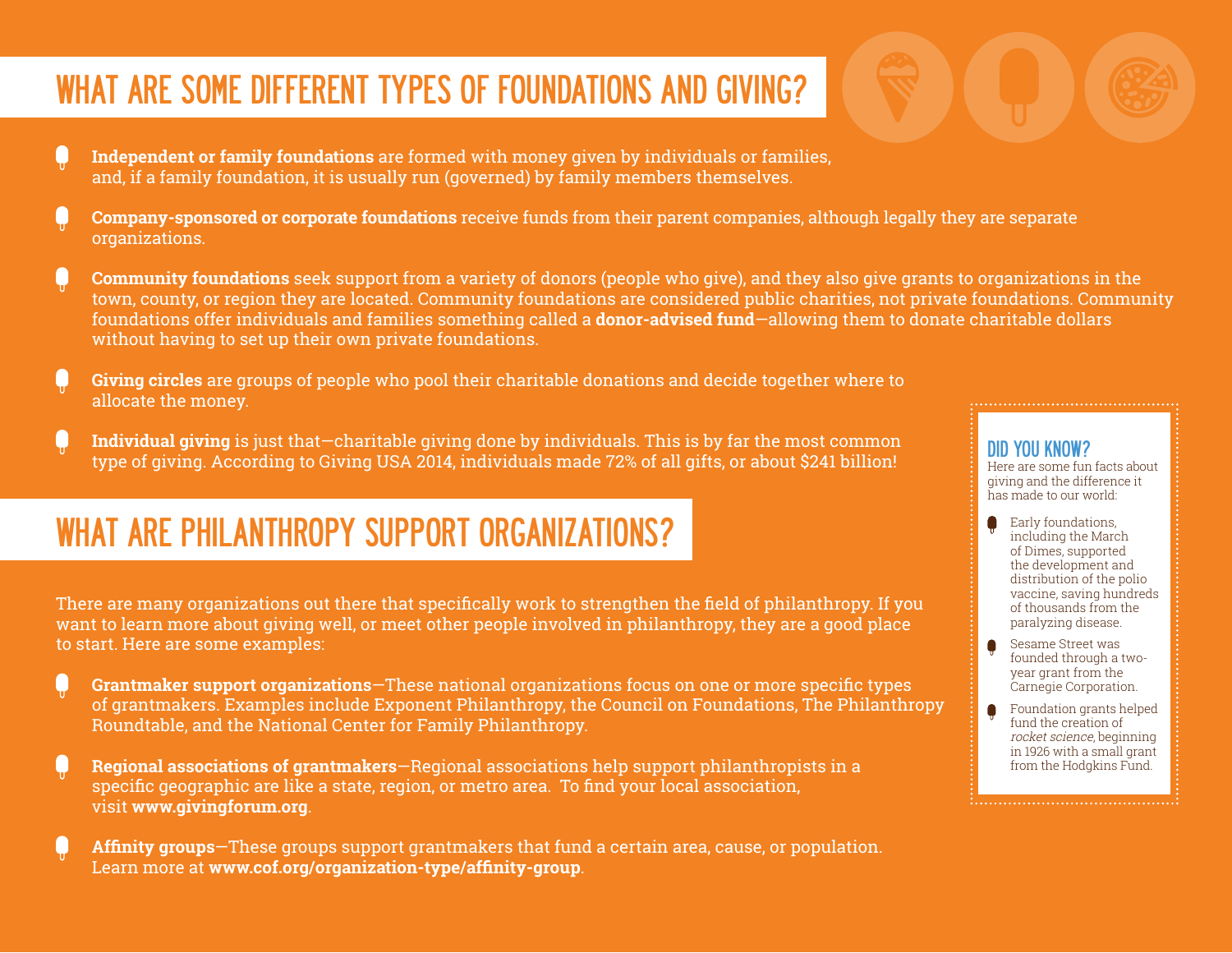## WHAT ARE SOME DIFFERENT TYPES OF FOUNDATIONS AND GIVING?

- **Independent or family foundations** are formed with money given by individuals or families, and, if a family foundation, it is usually run (governed) by family members themselves.
- **Company-sponsored or corporate foundations** receive funds from their parent companies, although legally they are separate organizations.
- **Community foundations** seek support from a variety of donors (people who give), and they also give grants to organizations in the town, county, or region they are located. Community foundations are considered public charities, not private foundations. Community foundations offer individuals and families something called a **donor-advised fund**—allowing them to donate charitable dollars without having to set up their own private foundations.
- **Giving circles** are groups of people who pool their charitable donations and decide together where to allocate the money.
- **Individual giving** is just that—charitable giving done by individuals. This is by far the most common type of giving. According to Giving USA 2014, individuals made 72% of all gifts, or about $241 billion!

## WHAT ARE PHILANTHROPY SUPPORT ORGANIZATIONS?

There are many organizations out there that specifically work to strengthen the field of philanthropy. If you want to learn more about giving well, or meet other people involved in philanthropy, they are a good place to start. Here are some examples:

- **Grantmaker support organizations**—These national organizations focus on one or more specific types of grantmakers. Examples include Exponent Philanthropy, the Council on Foundations, The Philanthropy Roundtable, and the National Center for Family Philanthropy.
- **Regional associations of grantmakers**—Regional associations help support philanthropists in a specific geographic are like a state, region, or metro area. To find your local association, visit **www.givingforum.org**.
- **Affinity groups**—These groups support grantmakers that fund a certain area, cause, or population. Learn more at **www.cof.org/organization-type/affinity-group**.

### DID YOU KNOW?

Here are some fun facts about giving and the difference it has made to our world:

- Early foundations, including the March of Dimes, supported the development and distribution of the polio vaccine, saving hundreds of thousands from the paralyzing disease.
- Sesame Street was founded through a two-year grant from the Carnegie Corporation.
- Foundation grants helped fund the creation of *rocket science*, beginning in 1926 with a small grant from the Hodgkins Fund.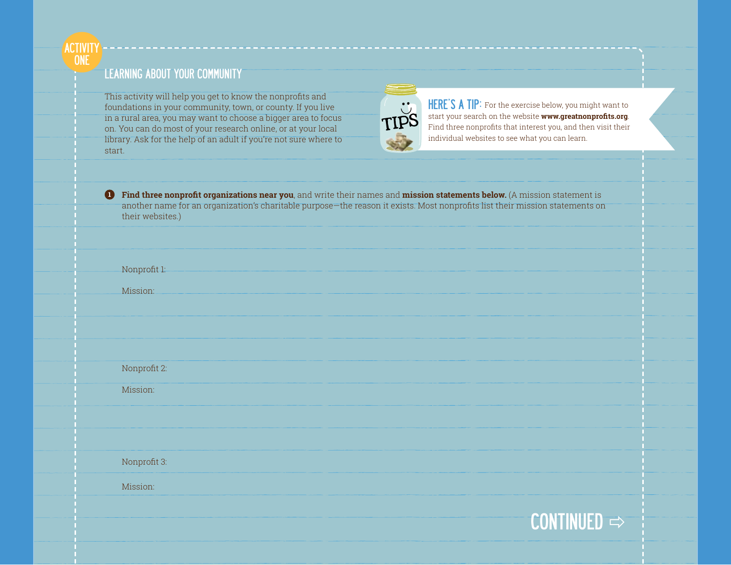ACTIVITY ONE

## LEARNING ABOUT YOUR COMMUNITY

This activity will help you get to know the nonprofits and foundations in your community, town, or county. If you live in a rural area, you may want to choose a bigger area to focus on. You can do most of your research online, or at your local library. Ask for the help of an adult if you're not sure where to start.

TIPS

**HERE'S A TIP:** For the exercise below, you might want to start your search on the website **www.greatnonprofits.org**. Find three nonprofits that interest you, and then visit their individual websites to see what you can learn.

1. **Find three nonprofit organizations near you**, and write their names and **mission statements below.** (A mission statement is another name for an organization's charitable purpose—the reason it exists. Most nonprofits list their mission statements on their websites.)

Nonprofit 1:

Mission:

Nonprofit 2:

Mission:

Nonprofit 3:

Mission:

CONTINUED ⇨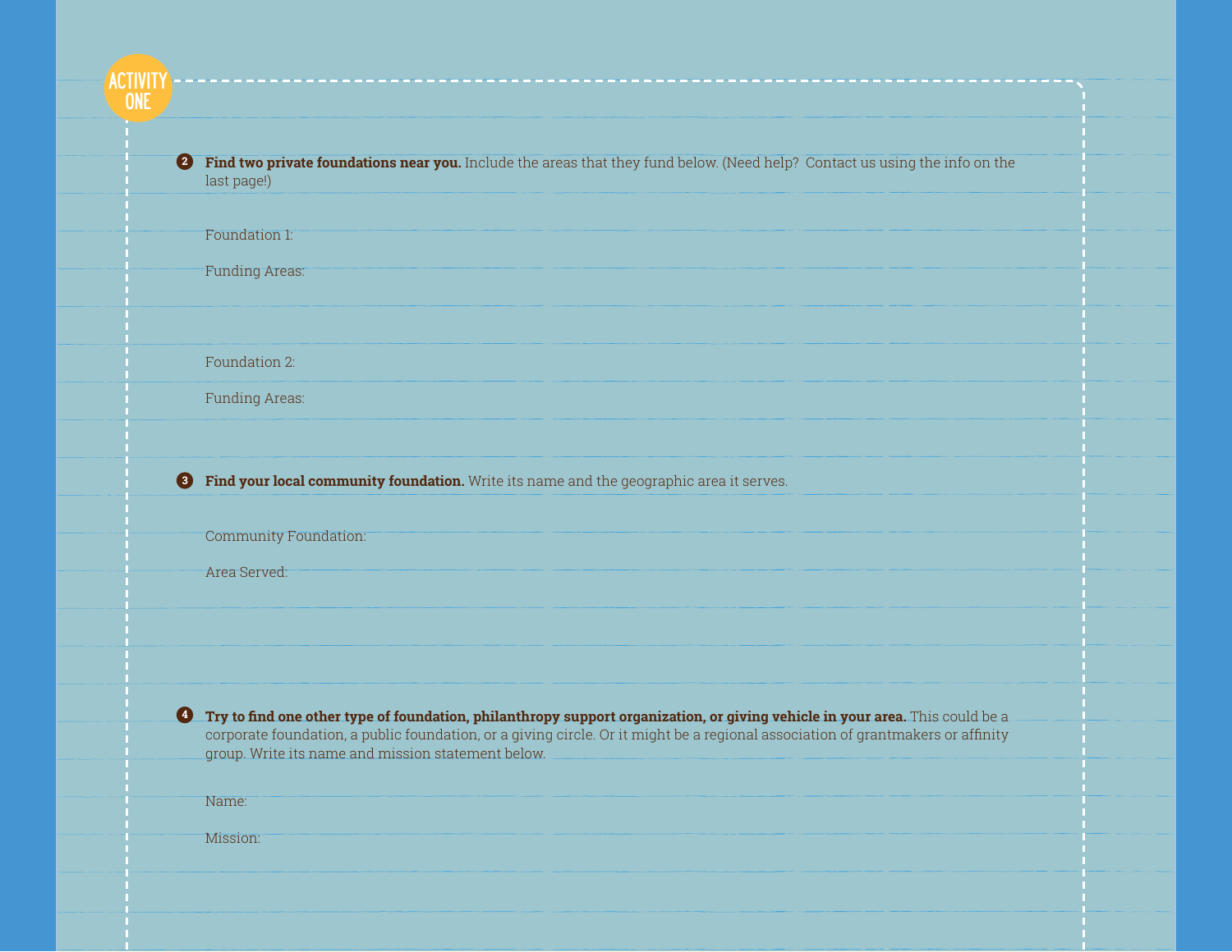## ACTIVITY ONE

2. **Find two private foundations near you.** Include the areas that they fund below. (Need help? Contact us using the info on the last page!)

   Foundation 1:

   Funding Areas:

   Foundation 2:

   Funding Areas:

3. **Find your local community foundation.** Write its name and the geographic area it serves.

   Community Foundation:

   Area Served:

4. **Try to find one other type of foundation, philanthropy support organization, or giving vehicle in your area.** This could be a corporate foundation, a public foundation, or a giving circle. Or it might be a regional association of grantmakers or affinity group. Write its name and mission statement below.

   Name:

   Mission: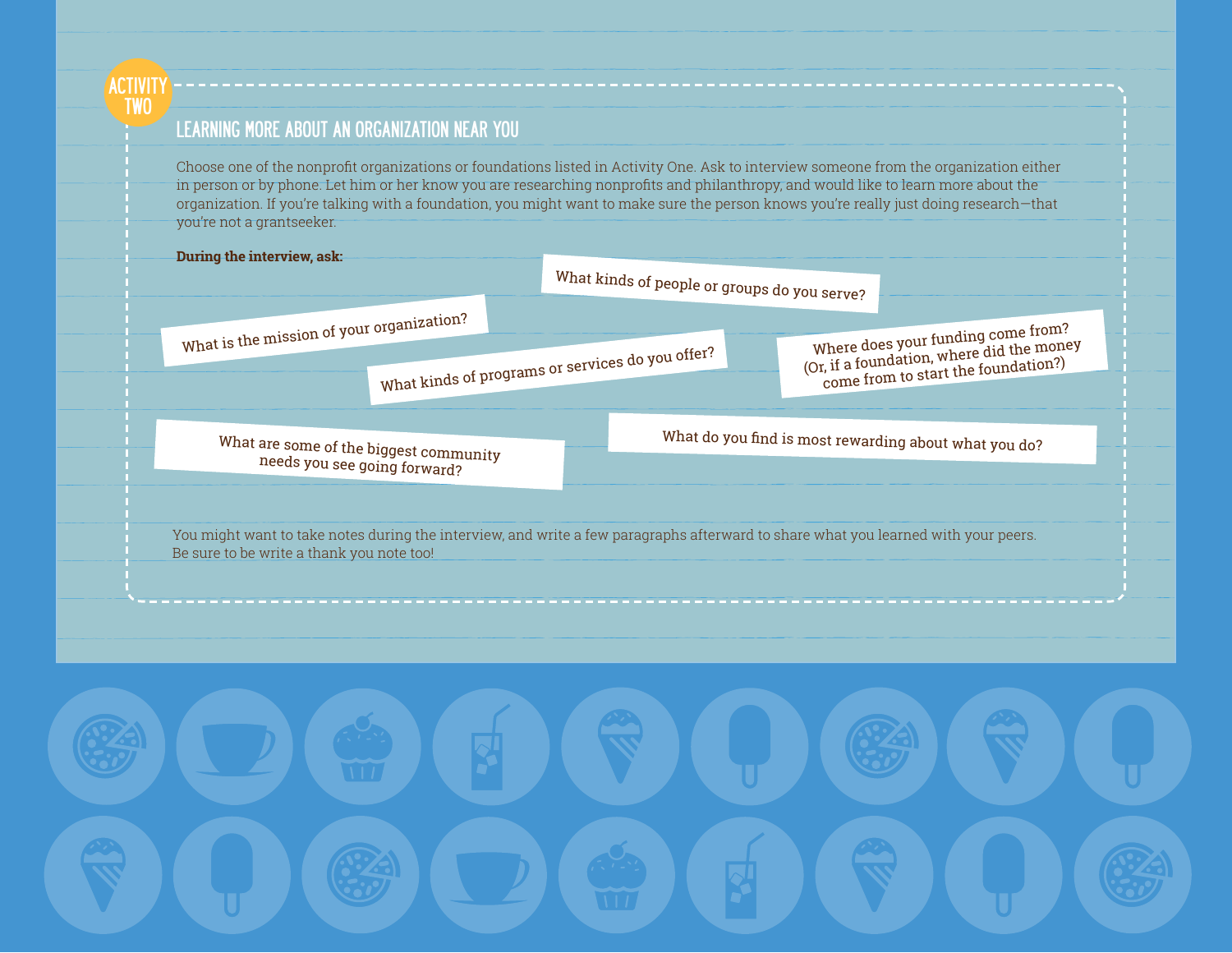ACTIVITY TWO

## LEARNING MORE ABOUT AN ORGANIZATION NEAR YOU

Choose one of the nonprofit organizations or foundations listed in Activity One. Ask to interview someone from the organization either in person or by phone. Let him or her know you are researching nonprofits and philanthropy, and would like to learn more about the organization. If you're talking with a foundation, you might want to make sure the person knows you're really just doing research—that you're not a grantseeker.

**During the interview, ask:**

- What is the mission of your organization?
- What kinds of people or groups do you serve?
- What kinds of programs or services do you offer?
- Where does your funding come from? (Or, if a foundation, where did the money come from to start the foundation?)
- What are some of the biggest community needs you see going forward?
- What do you find is most rewarding about what you do?

You might want to take notes during the interview, and write a few paragraphs afterward to share what you learned with your peers. Be sure to be write a thank you note too!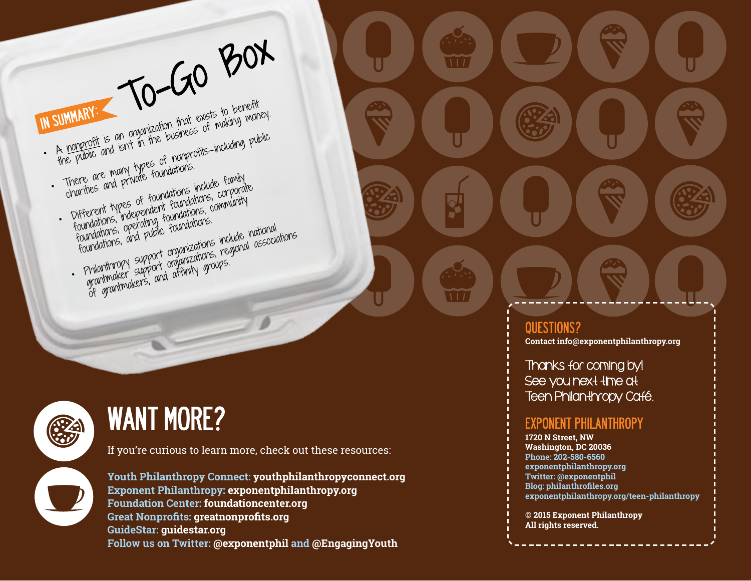IN SUMMARY:

# To-Go Box

- A nonprofit is an organization that exists to benefit the public and isn't in the business of making money.
- There are many types of nonprofits—including public charities and private foundations.
- Different types of foundations include family foundations, independent foundations, corporate foundations, operating foundations, community foundations, and public foundations.
- Philanthropy support organizations include national grantmaker support organizations, regional associations of grantmakers, and affinity groups.

## WANT MORE?

If you're curious to learn more, check out these resources:

**Youth Philanthropy Connect: youthphilanthropyconnect.org**
**Exponent Philanthropy: exponentphilanthropy.org**
**Foundation Center: foundationcenter.org**
**Great Nonprofits: greatnonprofits.org**
**GuideStar: guidestar.org**
**Follow us on Twitter: @exponentphil and @EngagingYouth**

## QUESTIONS?

**Contact info@exponentphilanthropy.org**

Thanks for coming by!
See you next time at
Teen Philanthropy Café.

## EXPONENT PHILANTHROPY

**1720 N Street, NW**
**Washington, DC 20036**
**Phone: 202-580-6560**
**exponentphilanthropy.org**
**Twitter: @exponentphil**
**Blog: philanthrofiles.org**
**exponentphilanthropy.org/teen-philanthropy**

**© 2015 Exponent Philanthropy**
**All rights reserved.**